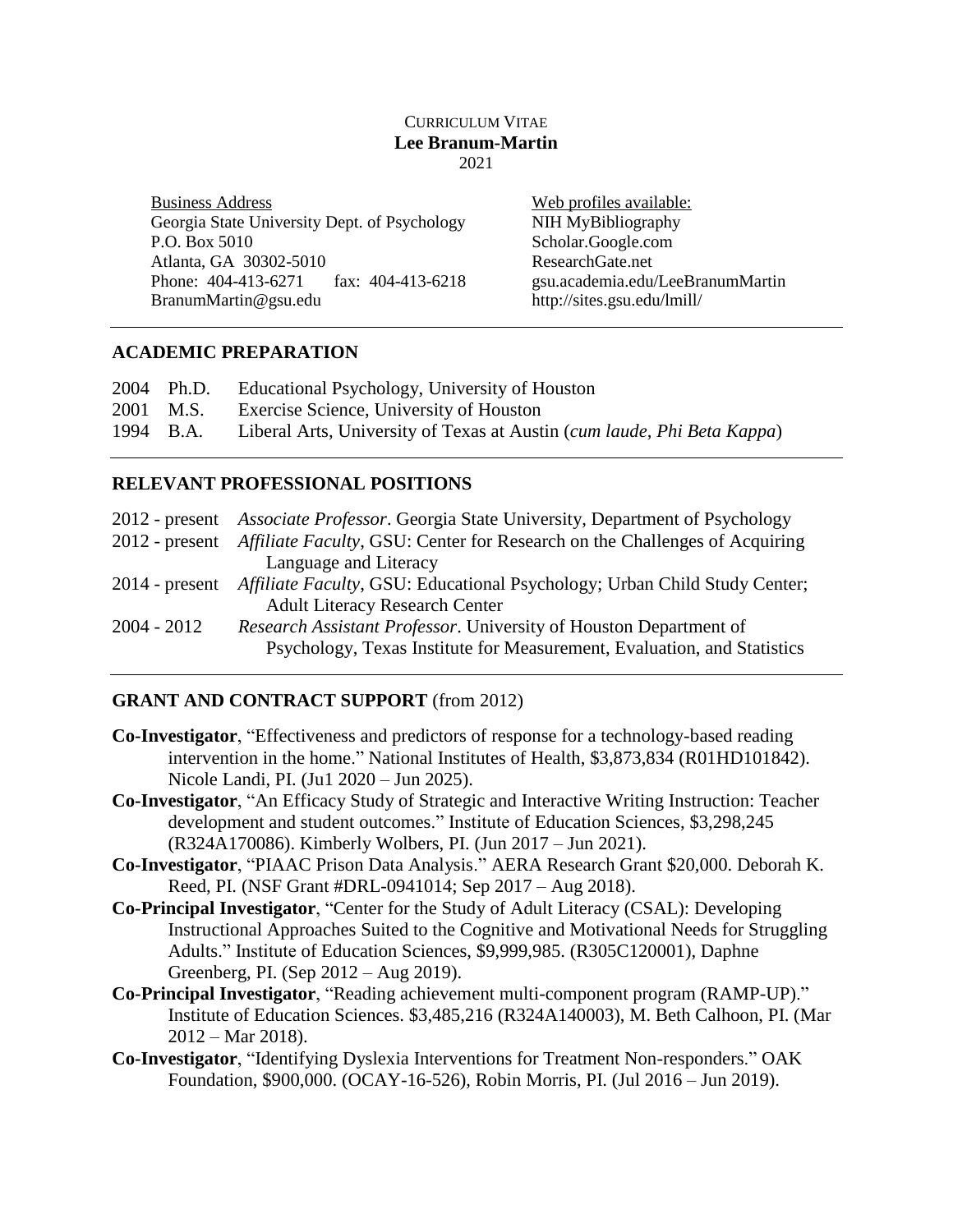CURRICULUM VITAE

**Lee Branum-Martin**

2021

Business Address
Georgia State University Dept. of Psychology
P.O. Box 5010
Atlanta, GA 30302-5010
Phone: 404-413-6271 fax: 404-413-6218
BranumMartin@gsu.edu

Web profiles available:
NIH MyBibliography
Scholar.Google.com
ResearchGate.net
gsu.academia.edu/LeeBranumMartin
http://sites.gsu.edu/lmill/

## ACADEMIC PREPARATION

| | | |
|---|---|---|
| 2004 | Ph.D. | Educational Psychology, University of Houston |
| 2001 | M.S. | Exercise Science, University of Houston |
| 1994 | B.A. | Liberal Arts, University of Texas at Austin (*cum laude*, *Phi Beta Kappa*) |

## RELEVANT PROFESSIONAL POSITIONS

| | |
|---|---|
| 2012 - present | *Associate Professor*. Georgia State University, Department of Psychology |
| 2012 - present | *Affiliate Faculty*, GSU: Center for Research on the Challenges of Acquiring Language and Literacy |
| 2014 - present | *Affiliate Faculty*, GSU: Educational Psychology; Urban Child Study Center; Adult Literacy Research Center |
| 2004 - 2012 | *Research Assistant Professor*. University of Houston Department of Psychology, Texas Institute for Measurement, Evaluation, and Statistics |

## GRANT AND CONTRACT SUPPORT (from 2012)

**Co-Investigator**, "Effectiveness and predictors of response for a technology-based reading intervention in the home." National Institutes of Health, $3,873,834 (R01HD101842). Nicole Landi, PI. (Ju1 2020 – Jun 2025).

**Co-Investigator**, "An Efficacy Study of Strategic and Interactive Writing Instruction: Teacher development and student outcomes." Institute of Education Sciences, $3,298,245 (R324A170086). Kimberly Wolbers, PI. (Jun 2017 – Jun 2021).

**Co-Investigator**, "PIAAC Prison Data Analysis." AERA Research Grant $20,000. Deborah K. Reed, PI. (NSF Grant #DRL-0941014; Sep 2017 – Aug 2018).

**Co-Principal Investigator**, "Center for the Study of Adult Literacy (CSAL): Developing Instructional Approaches Suited to the Cognitive and Motivational Needs for Struggling Adults." Institute of Education Sciences, $9,999,985. (R305C120001), Daphne Greenberg, PI. (Sep 2012 – Aug 2019).

**Co-Principal Investigator**, "Reading achievement multi-component program (RAMP-UP)." Institute of Education Sciences. $3,485,216 (R324A140003), M. Beth Calhoon, PI. (Mar 2012 – Mar 2018).

**Co-Investigator**, "Identifying Dyslexia Interventions for Treatment Non-responders." OAK Foundation, $900,000. (OCAY-16-526), Robin Morris, PI. (Jul 2016 – Jun 2019).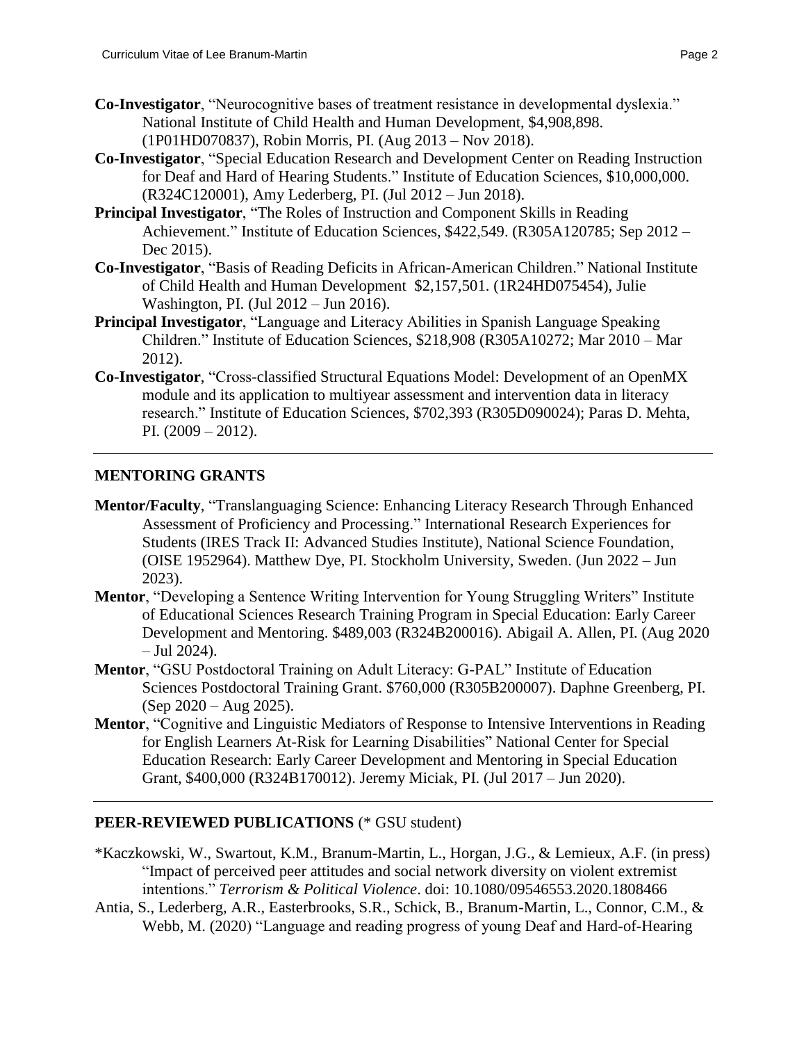**Co-Investigator**, "Neurocognitive bases of treatment resistance in developmental dyslexia." National Institute of Child Health and Human Development, $4,908,898. (1P01HD070837), Robin Morris, PI. (Aug 2013 – Nov 2018).

**Co-Investigator**, "Special Education Research and Development Center on Reading Instruction for Deaf and Hard of Hearing Students." Institute of Education Sciences, $10,000,000. (R324C120001), Amy Lederberg, PI. (Jul 2012 – Jun 2018).

**Principal Investigator**, "The Roles of Instruction and Component Skills in Reading Achievement." Institute of Education Sciences, $422,549. (R305A120785; Sep 2012 – Dec 2015).

**Co-Investigator**, "Basis of Reading Deficits in African-American Children." National Institute of Child Health and Human Development $2,157,501. (1R24HD075454), Julie Washington, PI. (Jul 2012 – Jun 2016).

**Principal Investigator**, "Language and Literacy Abilities in Spanish Language Speaking Children." Institute of Education Sciences, $218,908 (R305A10272; Mar 2010 – Mar 2012).

**Co-Investigator**, "Cross-classified Structural Equations Model: Development of an OpenMX module and its application to multiyear assessment and intervention data in literacy research." Institute of Education Sciences, $702,393 (R305D090024); Paras D. Mehta, PI. (2009 – 2012).

---

## MENTORING GRANTS

**Mentor/Faculty**, "Translanguaging Science: Enhancing Literacy Research Through Enhanced Assessment of Proficiency and Processing." International Research Experiences for Students (IRES Track II: Advanced Studies Institute), National Science Foundation, (OISE 1952964). Matthew Dye, PI. Stockholm University, Sweden. (Jun 2022 – Jun 2023).

**Mentor**, "Developing a Sentence Writing Intervention for Young Struggling Writers" Institute of Educational Sciences Research Training Program in Special Education: Early Career Development and Mentoring. $489,003 (R324B200016). Abigail A. Allen, PI. (Aug 2020 – Jul 2024).

**Mentor**, "GSU Postdoctoral Training on Adult Literacy: G-PAL" Institute of Education Sciences Postdoctoral Training Grant. $760,000 (R305B200007). Daphne Greenberg, PI. (Sep 2020 – Aug 2025).

**Mentor**, "Cognitive and Linguistic Mediators of Response to Intensive Interventions in Reading for English Learners At-Risk for Learning Disabilities" National Center for Special Education Research: Early Career Development and Mentoring in Special Education Grant, $400,000 (R324B170012). Jeremy Miciak, PI. (Jul 2017 – Jun 2020).

---

## PEER-REVIEWED PUBLICATIONS (* GSU student)

*Kaczkowski, W., Swartout, K.M., Branum-Martin, L., Horgan, J.G., & Lemieux, A.F. (in press) "Impact of perceived peer attitudes and social network diversity on violent extremist intentions." *Terrorism & Political Violence*. doi: 10.1080/09546553.2020.1808466

Antia, S., Lederberg, A.R., Easterbrooks, S.R., Schick, B., Branum-Martin, L., Connor, C.M., & Webb, M. (2020) "Language and reading progress of young Deaf and Hard-of-Hearing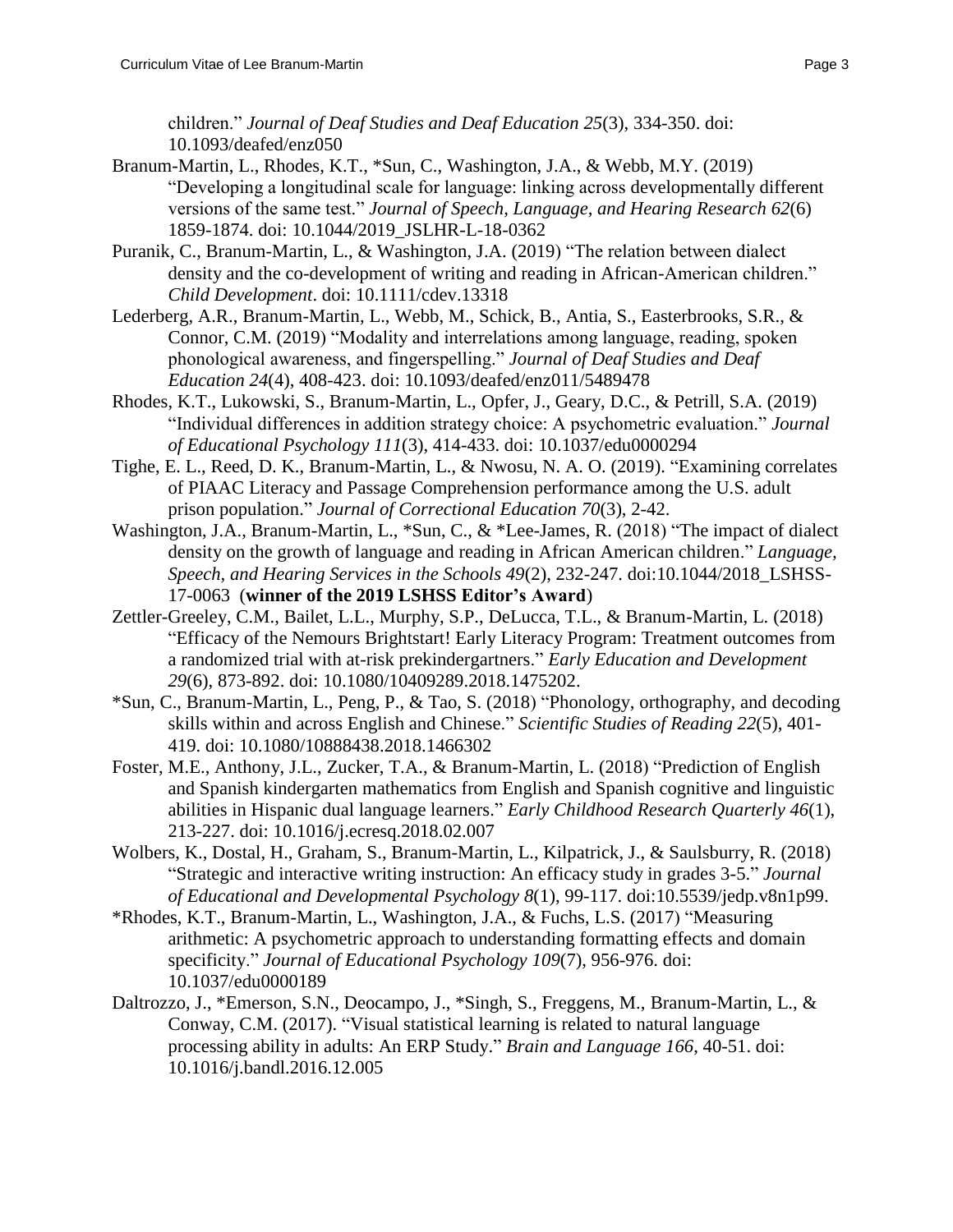children." *Journal of Deaf Studies and Deaf Education 25*(3), 334-350. doi: 10.1093/deafed/enz050

Branum-Martin, L., Rhodes, K.T., *Sun, C., Washington, J.A., & Webb, M.Y. (2019) "Developing a longitudinal scale for language: linking across developmentally different versions of the same test." *Journal of Speech, Language, and Hearing Research 62*(6) 1859-1874. doi: 10.1044/2019_JSLHR-L-18-0362

Puranik, C., Branum-Martin, L., & Washington, J.A. (2019) "The relation between dialect density and the co-development of writing and reading in African-American children." *Child Development*. doi: 10.1111/cdev.13318

Lederberg, A.R., Branum-Martin, L., Webb, M., Schick, B., Antia, S., Easterbrooks, S.R., & Connor, C.M. (2019) "Modality and interrelations among language, reading, spoken phonological awareness, and fingerspelling." *Journal of Deaf Studies and Deaf Education 24*(4), 408-423. doi: 10.1093/deafed/enz011/5489478

Rhodes, K.T., Lukowski, S., Branum-Martin, L., Opfer, J., Geary, D.C., & Petrill, S.A. (2019) "Individual differences in addition strategy choice: A psychometric evaluation." *Journal of Educational Psychology 111*(3), 414-433. doi: 10.1037/edu0000294

Tighe, E. L., Reed, D. K., Branum-Martin, L., & Nwosu, N. A. O. (2019). "Examining correlates of PIAAC Literacy and Passage Comprehension performance among the U.S. adult prison population." *Journal of Correctional Education 70*(3), 2-42.

Washington, J.A., Branum-Martin, L., *Sun, C., & *Lee-James, R. (2018) "The impact of dialect density on the growth of language and reading in African American children." *Language, Speech, and Hearing Services in the Schools 49*(2), 232-247. doi:10.1044/2018_LSHSS-17-0063 (**winner of the 2019 LSHSS Editor's Award**)

Zettler-Greeley, C.M., Bailet, L.L., Murphy, S.P., DeLucca, T.L., & Branum-Martin, L. (2018) "Efficacy of the Nemours Brightstart! Early Literacy Program: Treatment outcomes from a randomized trial with at-risk prekindergartners." *Early Education and Development 29*(6), 873-892. doi: 10.1080/10409289.2018.1475202.

*Sun, C., Branum-Martin, L., Peng, P., & Tao, S. (2018) "Phonology, orthography, and decoding skills within and across English and Chinese." *Scientific Studies of Reading 22*(5), 401-419. doi: 10.1080/10888438.2018.1466302

Foster, M.E., Anthony, J.L., Zucker, T.A., & Branum-Martin, L. (2018) "Prediction of English and Spanish kindergarten mathematics from English and Spanish cognitive and linguistic abilities in Hispanic dual language learners." *Early Childhood Research Quarterly 46*(1), 213-227. doi: 10.1016/j.ecresq.2018.02.007

Wolbers, K., Dostal, H., Graham, S., Branum-Martin, L., Kilpatrick, J., & Saulsburry, R. (2018) "Strategic and interactive writing instruction: An efficacy study in grades 3-5." *Journal of Educational and Developmental Psychology 8*(1), 99-117. doi:10.5539/jedp.v8n1p99.

*Rhodes, K.T., Branum-Martin, L., Washington, J.A., & Fuchs, L.S. (2017) "Measuring arithmetic: A psychometric approach to understanding formatting effects and domain specificity." *Journal of Educational Psychology 109*(7), 956-976. doi: 10.1037/edu0000189

Daltrozzo, J., *Emerson, S.N., Deocampo, J., *Singh, S., Freggens, M., Branum-Martin, L., & Conway, C.M. (2017). "Visual statistical learning is related to natural language processing ability in adults: An ERP Study." *Brain and Language 166*, 40-51. doi: 10.1016/j.bandl.2016.12.005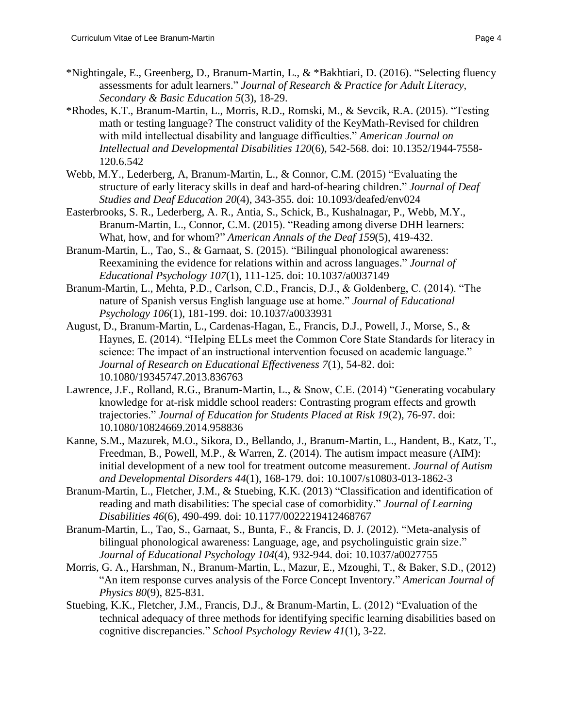*Nightingale, E., Greenberg, D., Branum-Martin, L., & *Bakhtiari, D. (2016). "Selecting fluency assessments for adult learners." *Journal of Research & Practice for Adult Literacy, Secondary & Basic Education 5*(3), 18-29.

*Rhodes, K.T., Branum-Martin, L., Morris, R.D., Romski, M., & Sevcik, R.A. (2015). "Testing math or testing language? The construct validity of the KeyMath-Revised for children with mild intellectual disability and language difficulties." *American Journal on Intellectual and Developmental Disabilities 120*(6), 542-568. doi: 10.1352/1944-7558-120.6.542

Webb, M.Y., Lederberg, A, Branum-Martin, L., & Connor, C.M. (2015) "Evaluating the structure of early literacy skills in deaf and hard-of-hearing children." *Journal of Deaf Studies and Deaf Education 20*(4), 343-355. doi: 10.1093/deafed/env024

Easterbrooks, S. R., Lederberg, A. R., Antia, S., Schick, B., Kushalnagar, P., Webb, M.Y., Branum-Martin, L., Connor, C.M. (2015). "Reading among diverse DHH learners: What, how, and for whom?" *American Annals of the Deaf 159*(5), 419-432.

Branum-Martin, L., Tao, S., & Garnaat, S. (2015). "Bilingual phonological awareness: Reexamining the evidence for relations within and across languages." *Journal of Educational Psychology 107*(1), 111-125. doi: 10.1037/a0037149

Branum-Martin, L., Mehta, P.D., Carlson, C.D., Francis, D.J., & Goldenberg, C. (2014). "The nature of Spanish versus English language use at home." *Journal of Educational Psychology 106*(1), 181-199. doi: 10.1037/a0033931

August, D., Branum-Martin, L., Cardenas-Hagan, E., Francis, D.J., Powell, J., Morse, S., & Haynes, E. (2014). "Helping ELLs meet the Common Core State Standards for literacy in science: The impact of an instructional intervention focused on academic language." *Journal of Research on Educational Effectiveness 7*(1), 54-82. doi: 10.1080/19345747.2013.836763

Lawrence, J.F., Rolland, R.G., Branum-Martin, L., & Snow, C.E. (2014) "Generating vocabulary knowledge for at-risk middle school readers: Contrasting program effects and growth trajectories." *Journal of Education for Students Placed at Risk 19*(2), 76-97. doi: 10.1080/10824669.2014.958836

Kanne, S.M., Mazurek, M.O., Sikora, D., Bellando, J., Branum-Martin, L., Handent, B., Katz, T., Freedman, B., Powell, M.P., & Warren, Z. (2014). The autism impact measure (AIM): initial development of a new tool for treatment outcome measurement. *Journal of Autism and Developmental Disorders 44*(1), 168-179. doi: 10.1007/s10803-013-1862-3

Branum-Martin, L., Fletcher, J.M., & Stuebing, K.K. (2013) "Classification and identification of reading and math disabilities: The special case of comorbidity." *Journal of Learning Disabilities 46*(6), 490-499. doi: 10.1177/0022219412468767

Branum-Martin, L., Tao, S., Garnaat, S., Bunta, F., & Francis, D. J. (2012). "Meta-analysis of bilingual phonological awareness: Language, age, and psycholinguistic grain size." *Journal of Educational Psychology 104*(4), 932-944. doi: 10.1037/a0027755

Morris, G. A., Harshman, N., Branum-Martin, L., Mazur, E., Mzoughi, T., & Baker, S.D., (2012) "An item response curves analysis of the Force Concept Inventory." *American Journal of Physics 80*(9), 825-831.

Stuebing, K.K., Fletcher, J.M., Francis, D.J., & Branum-Martin, L. (2012) "Evaluation of the technical adequacy of three methods for identifying specific learning disabilities based on cognitive discrepancies." *School Psychology Review 41*(1), 3-22.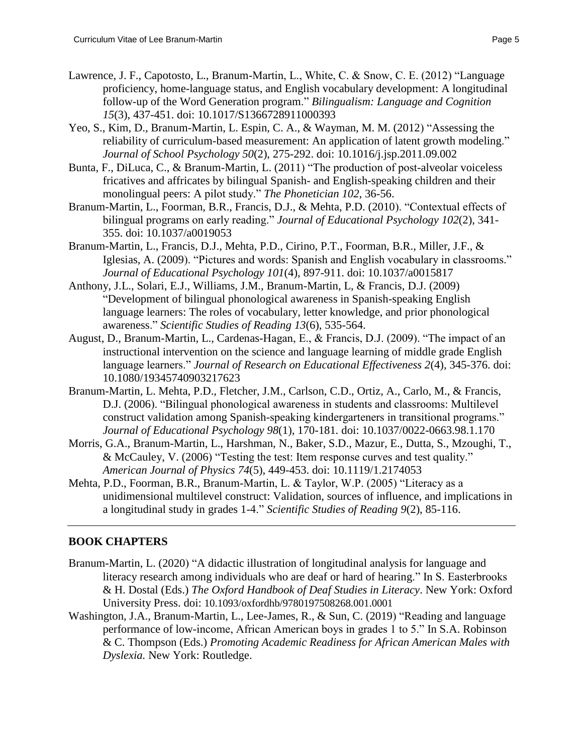Lawrence, J. F., Capotosto, L., Branum-Martin, L., White, C. & Snow, C. E. (2012) "Language proficiency, home-language status, and English vocabulary development: A longitudinal follow-up of the Word Generation program." *Bilingualism: Language and Cognition 15*(3), 437-451. doi: 10.1017/S1366728911000393

Yeo, S., Kim, D., Branum-Martin, L. Espin, C. A., & Wayman, M. M. (2012) "Assessing the reliability of curriculum-based measurement: An application of latent growth modeling." *Journal of School Psychology 50*(2), 275-292. doi: 10.1016/j.jsp.2011.09.002

Bunta, F., DiLuca, C., & Branum-Martin, L. (2011) "The production of post-alveolar voiceless fricatives and affricates by bilingual Spanish- and English-speaking children and their monolingual peers: A pilot study." *The Phonetician 102*, 36-56.

Branum-Martin, L., Foorman, B.R., Francis, D.J., & Mehta, P.D. (2010). "Contextual effects of bilingual programs on early reading." *Journal of Educational Psychology 102*(2), 341-355. doi: 10.1037/a0019053

Branum-Martin, L., Francis, D.J., Mehta, P.D., Cirino, P.T., Foorman, B.R., Miller, J.F., & Iglesias, A. (2009). "Pictures and words: Spanish and English vocabulary in classrooms." *Journal of Educational Psychology 101*(4), 897-911. doi: 10.1037/a0015817

Anthony, J.L., Solari, E.J., Williams, J.M., Branum-Martin, L, & Francis, D.J. (2009) "Development of bilingual phonological awareness in Spanish-speaking English language learners: The roles of vocabulary, letter knowledge, and prior phonological awareness." *Scientific Studies of Reading 13*(6), 535-564.

August, D., Branum-Martin, L., Cardenas-Hagan, E., & Francis, D.J. (2009). "The impact of an instructional intervention on the science and language learning of middle grade English language learners." *Journal of Research on Educational Effectiveness 2*(4), 345-376. doi: 10.1080/19345740903217623

Branum-Martin, L. Mehta, P.D., Fletcher, J.M., Carlson, C.D., Ortiz, A., Carlo, M., & Francis, D.J. (2006). "Bilingual phonological awareness in students and classrooms: Multilevel construct validation among Spanish-speaking kindergarteners in transitional programs." *Journal of Educational Psychology 98*(1), 170-181. doi: 10.1037/0022-0663.98.1.170

Morris, G.A., Branum-Martin, L., Harshman, N., Baker, S.D., Mazur, E., Dutta, S., Mzoughi, T., & McCauley, V. (2006) "Testing the test: Item response curves and test quality." *American Journal of Physics 74*(5), 449-453. doi: 10.1119/1.2174053

Mehta, P.D., Foorman, B.R., Branum-Martin, L. & Taylor, W.P. (2005) "Literacy as a unidimensional multilevel construct: Validation, sources of influence, and implications in a longitudinal study in grades 1-4." *Scientific Studies of Reading 9*(2), 85-116.

---

## BOOK CHAPTERS

Branum-Martin, L. (2020) "A didactic illustration of longitudinal analysis for language and literacy research among individuals who are deaf or hard of hearing." In S. Easterbrooks & H. Dostal (Eds.) *The Oxford Handbook of Deaf Studies in Literacy*. New York: Oxford University Press. doi: 10.1093/oxfordhb/9780197508268.001.0001

Washington, J.A., Branum-Martin, L., Lee-James, R., & Sun, C. (2019) "Reading and language performance of low-income, African American boys in grades 1 to 5." In S.A. Robinson & C. Thompson (Eds.) *Promoting Academic Readiness for African American Males with Dyslexia.* New York: Routledge.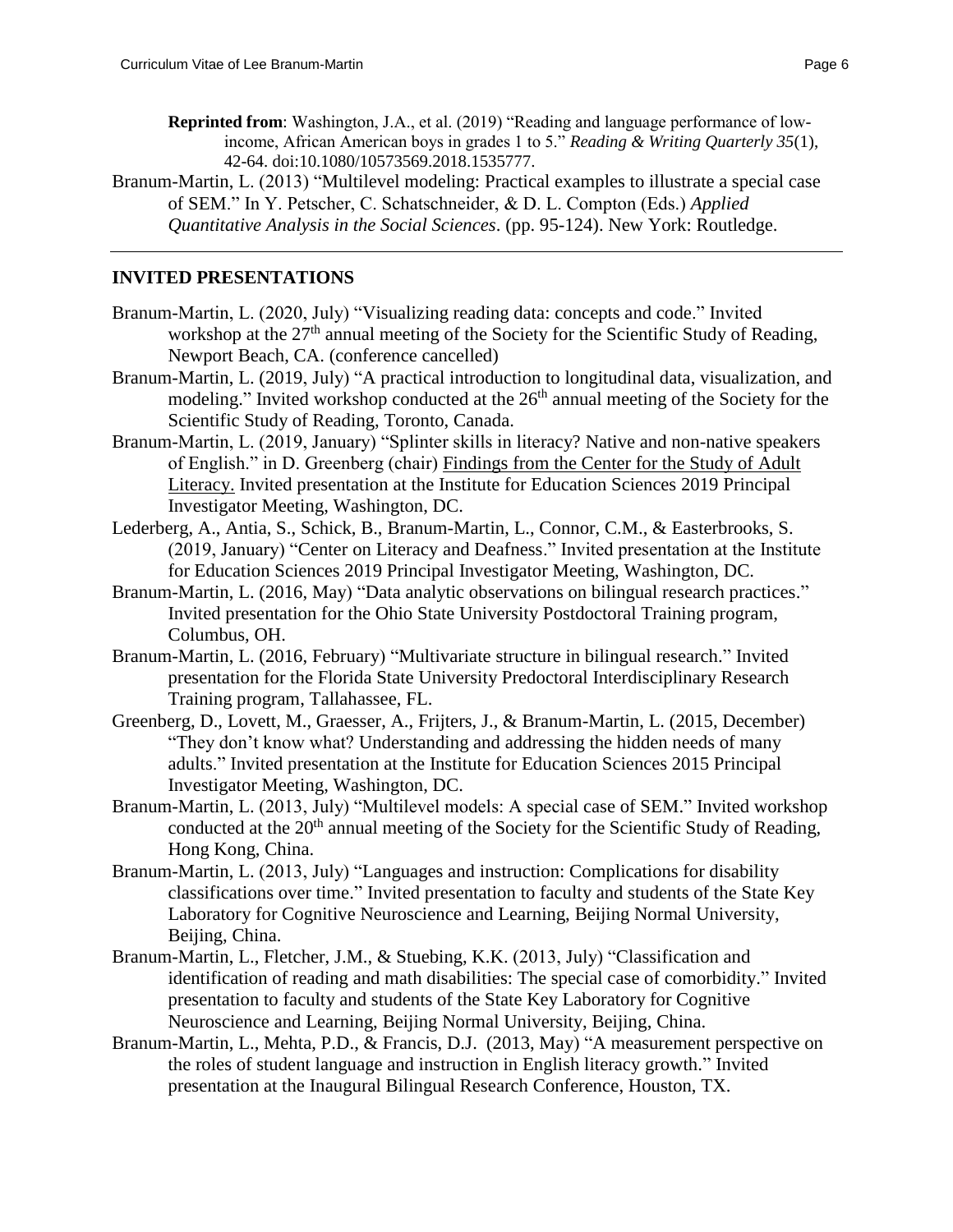**Reprinted from**: Washington, J.A., et al. (2019) "Reading and language performance of low-income, African American boys in grades 1 to 5." *Reading & Writing Quarterly 35*(1), 42-64. doi:10.1080/10573569.2018.1535777.

Branum-Martin, L. (2013) "Multilevel modeling: Practical examples to illustrate a special case of SEM." In Y. Petscher, C. Schatschneider, & D. L. Compton (Eds.) *Applied Quantitative Analysis in the Social Sciences*. (pp. 95-124). New York: Routledge.

---

## INVITED PRESENTATIONS

Branum-Martin, L. (2020, July) "Visualizing reading data: concepts and code." Invited workshop at the 27th annual meeting of the Society for the Scientific Study of Reading, Newport Beach, CA. (conference cancelled)

Branum-Martin, L. (2019, July) "A practical introduction to longitudinal data, visualization, and modeling." Invited workshop conducted at the 26th annual meeting of the Society for the Scientific Study of Reading, Toronto, Canada.

Branum-Martin, L. (2019, January) "Splinter skills in literacy? Native and non-native speakers of English." in D. Greenberg (chair) Findings from the Center for the Study of Adult Literacy. Invited presentation at the Institute for Education Sciences 2019 Principal Investigator Meeting, Washington, DC.

Lederberg, A., Antia, S., Schick, B., Branum-Martin, L., Connor, C.M., & Easterbrooks, S. (2019, January) "Center on Literacy and Deafness." Invited presentation at the Institute for Education Sciences 2019 Principal Investigator Meeting, Washington, DC.

Branum-Martin, L. (2016, May) "Data analytic observations on bilingual research practices." Invited presentation for the Ohio State University Postdoctoral Training program, Columbus, OH.

Branum-Martin, L. (2016, February) "Multivariate structure in bilingual research." Invited presentation for the Florida State University Predoctoral Interdisciplinary Research Training program, Tallahassee, FL.

Greenberg, D., Lovett, M., Graesser, A., Frijters, J., & Branum-Martin, L. (2015, December) "They don't know what? Understanding and addressing the hidden needs of many adults." Invited presentation at the Institute for Education Sciences 2015 Principal Investigator Meeting, Washington, DC.

Branum-Martin, L. (2013, July) "Multilevel models: A special case of SEM." Invited workshop conducted at the 20th annual meeting of the Society for the Scientific Study of Reading, Hong Kong, China.

Branum-Martin, L. (2013, July) "Languages and instruction: Complications for disability classifications over time." Invited presentation to faculty and students of the State Key Laboratory for Cognitive Neuroscience and Learning, Beijing Normal University, Beijing, China.

Branum-Martin, L., Fletcher, J.M., & Stuebing, K.K. (2013, July) "Classification and identification of reading and math disabilities: The special case of comorbidity." Invited presentation to faculty and students of the State Key Laboratory for Cognitive Neuroscience and Learning, Beijing Normal University, Beijing, China.

Branum-Martin, L., Mehta, P.D., & Francis, D.J. (2013, May) "A measurement perspective on the roles of student language and instruction in English literacy growth." Invited presentation at the Inaugural Bilingual Research Conference, Houston, TX.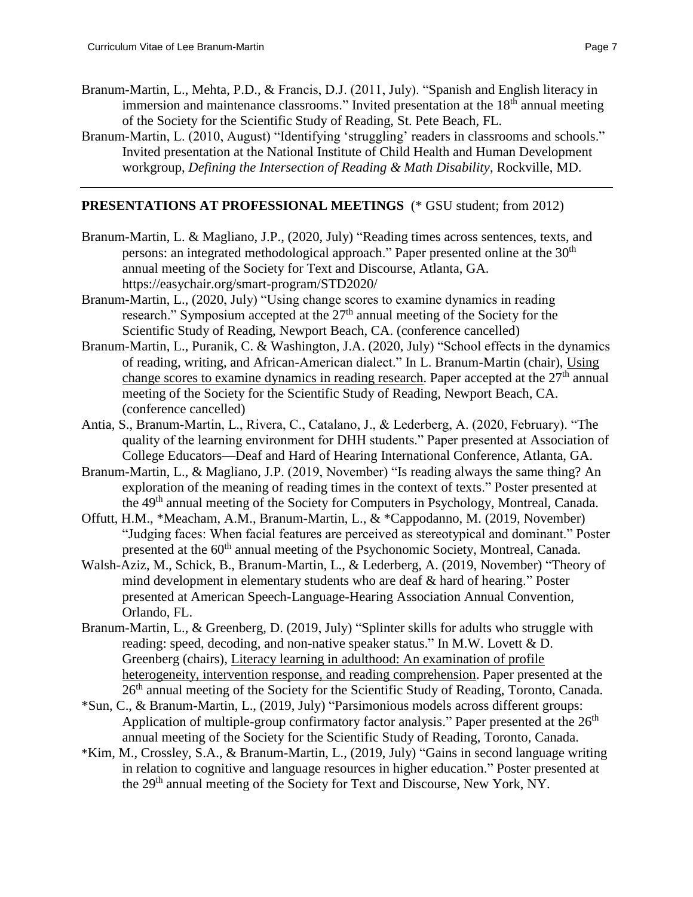Branum-Martin, L., Mehta, P.D., & Francis, D.J. (2011, July). "Spanish and English literacy in immersion and maintenance classrooms." Invited presentation at the 18th annual meeting of the Society for the Scientific Study of Reading, St. Pete Beach, FL.

Branum-Martin, L. (2010, August) "Identifying 'struggling' readers in classrooms and schools." Invited presentation at the National Institute of Child Health and Human Development workgroup, *Defining the Intersection of Reading & Math Disability*, Rockville, MD.

---

## PRESENTATIONS AT PROFESSIONAL MEETINGS (* GSU student; from 2012)

Branum-Martin, L. & Magliano, J.P., (2020, July) "Reading times across sentences, texts, and persons: an integrated methodological approach." Paper presented online at the 30th annual meeting of the Society for Text and Discourse, Atlanta, GA. https://easychair.org/smart-program/STD2020/

Branum-Martin, L., (2020, July) "Using change scores to examine dynamics in reading research." Symposium accepted at the 27th annual meeting of the Society for the Scientific Study of Reading, Newport Beach, CA. (conference cancelled)

Branum-Martin, L., Puranik, C. & Washington, J.A. (2020, July) "School effects in the dynamics of reading, writing, and African-American dialect." In L. Branum-Martin (chair), Using change scores to examine dynamics in reading research. Paper accepted at the 27th annual meeting of the Society for the Scientific Study of Reading, Newport Beach, CA. (conference cancelled)

Antia, S., Branum-Martin, L., Rivera, C., Catalano, J., & Lederberg, A. (2020, February). "The quality of the learning environment for DHH students." Paper presented at Association of College Educators—Deaf and Hard of Hearing International Conference, Atlanta, GA.

Branum-Martin, L., & Magliano, J.P. (2019, November) "Is reading always the same thing? An exploration of the meaning of reading times in the context of texts." Poster presented at the 49th annual meeting of the Society for Computers in Psychology, Montreal, Canada.

Offutt, H.M., *Meacham, A.M., Branum-Martin, L., & *Cappodanno, M. (2019, November) "Judging faces: When facial features are perceived as stereotypical and dominant." Poster presented at the 60th annual meeting of the Psychonomic Society, Montreal, Canada.

Walsh-Aziz, M., Schick, B., Branum-Martin, L., & Lederberg, A. (2019, November) "Theory of mind development in elementary students who are deaf & hard of hearing." Poster presented at American Speech-Language-Hearing Association Annual Convention, Orlando, FL.

Branum-Martin, L., & Greenberg, D. (2019, July) "Splinter skills for adults who struggle with reading: speed, decoding, and non-native speaker status." In M.W. Lovett & D. Greenberg (chairs), Literacy learning in adulthood: An examination of profile heterogeneity, intervention response, and reading comprehension. Paper presented at the 26th annual meeting of the Society for the Scientific Study of Reading, Toronto, Canada.

*Sun, C., & Branum-Martin, L., (2019, July) "Parsimonious models across different groups: Application of multiple-group confirmatory factor analysis." Paper presented at the 26th annual meeting of the Society for the Scientific Study of Reading, Toronto, Canada.

*Kim, M., Crossley, S.A., & Branum-Martin, L., (2019, July) "Gains in second language writing in relation to cognitive and language resources in higher education." Poster presented at the 29th annual meeting of the Society for Text and Discourse, New York, NY.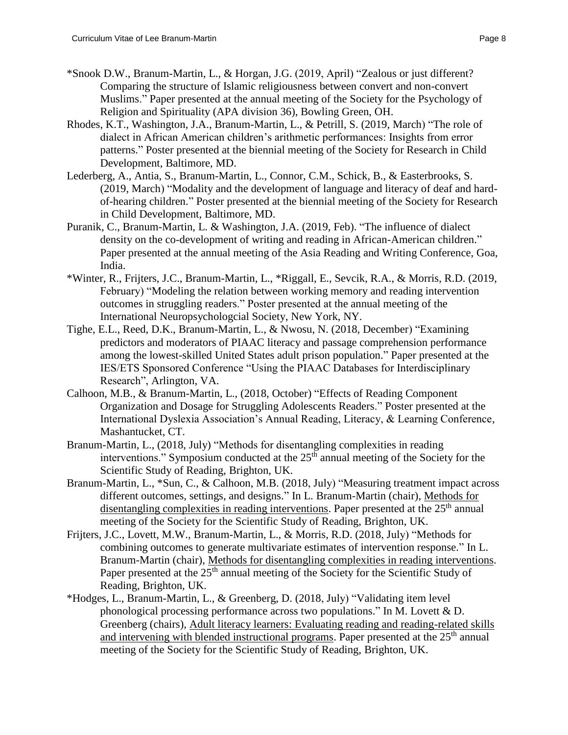*Snook D.W., Branum-Martin, L., & Horgan, J.G. (2019, April) "Zealous or just different? Comparing the structure of Islamic religiousness between convert and non-convert Muslims." Paper presented at the annual meeting of the Society for the Psychology of Religion and Spirituality (APA division 36), Bowling Green, OH.

Rhodes, K.T., Washington, J.A., Branum-Martin, L., & Petrill, S. (2019, March) "The role of dialect in African American children's arithmetic performances: Insights from error patterns." Poster presented at the biennial meeting of the Society for Research in Child Development, Baltimore, MD.

Lederberg, A., Antia, S., Branum-Martin, L., Connor, C.M., Schick, B., & Easterbrooks, S. (2019, March) "Modality and the development of language and literacy of deaf and hard-of-hearing children." Poster presented at the biennial meeting of the Society for Research in Child Development, Baltimore, MD.

Puranik, C., Branum-Martin, L. & Washington, J.A. (2019, Feb). "The influence of dialect density on the co-development of writing and reading in African-American children." Paper presented at the annual meeting of the Asia Reading and Writing Conference, Goa, India.

*Winter, R., Frijters, J.C., Branum-Martin, L., *Riggall, E., Sevcik, R.A., & Morris, R.D. (2019, February) "Modeling the relation between working memory and reading intervention outcomes in struggling readers." Poster presented at the annual meeting of the International Neuropsychologcial Society, New York, NY.

Tighe, E.L., Reed, D.K., Branum-Martin, L., & Nwosu, N. (2018, December) "Examining predictors and moderators of PIAAC literacy and passage comprehension performance among the lowest-skilled United States adult prison population." Paper presented at the IES/ETS Sponsored Conference "Using the PIAAC Databases for Interdisciplinary Research", Arlington, VA.

Calhoon, M.B., & Branum-Martin, L., (2018, October) "Effects of Reading Component Organization and Dosage for Struggling Adolescents Readers." Poster presented at the International Dyslexia Association's Annual Reading, Literacy, & Learning Conference, Mashantucket, CT.

Branum-Martin, L., (2018, July) "Methods for disentangling complexities in reading interventions." Symposium conducted at the 25th annual meeting of the Society for the Scientific Study of Reading, Brighton, UK.

Branum-Martin, L., *Sun, C., & Calhoon, M.B. (2018, July) "Measuring treatment impact across different outcomes, settings, and designs." In L. Branum-Martin (chair), Methods for disentangling complexities in reading interventions. Paper presented at the 25th annual meeting of the Society for the Scientific Study of Reading, Brighton, UK.

Frijters, J.C., Lovett, M.W., Branum-Martin, L., & Morris, R.D. (2018, July) "Methods for combining outcomes to generate multivariate estimates of intervention response." In L. Branum-Martin (chair), Methods for disentangling complexities in reading interventions. Paper presented at the 25th annual meeting of the Society for the Scientific Study of Reading, Brighton, UK.

*Hodges, L., Branum-Martin, L., & Greenberg, D. (2018, July) "Validating item level phonological processing performance across two populations." In M. Lovett & D. Greenberg (chairs), Adult literacy learners: Evaluating reading and reading-related skills and intervening with blended instructional programs. Paper presented at the 25th annual meeting of the Society for the Scientific Study of Reading, Brighton, UK.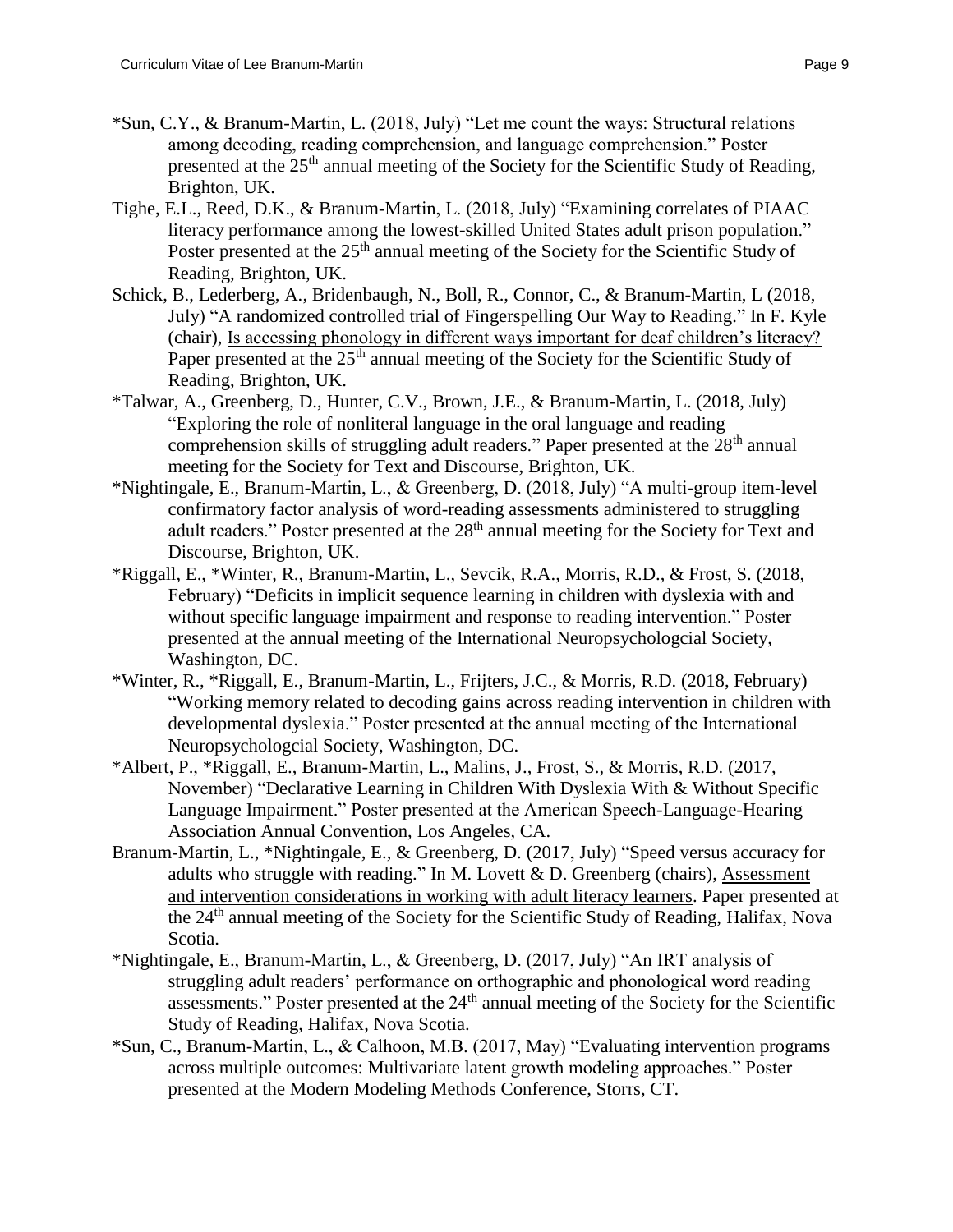*Sun, C.Y., & Branum-Martin, L. (2018, July) "Let me count the ways: Structural relations among decoding, reading comprehension, and language comprehension." Poster presented at the 25th annual meeting of the Society for the Scientific Study of Reading, Brighton, UK.

Tighe, E.L., Reed, D.K., & Branum-Martin, L. (2018, July) "Examining correlates of PIAAC literacy performance among the lowest-skilled United States adult prison population." Poster presented at the 25th annual meeting of the Society for the Scientific Study of Reading, Brighton, UK.

Schick, B., Lederberg, A., Bridenbaugh, N., Boll, R., Connor, C., & Branum-Martin, L (2018, July) "A randomized controlled trial of Fingerspelling Our Way to Reading." In F. Kyle (chair), Is accessing phonology in different ways important for deaf children's literacy? Paper presented at the 25th annual meeting of the Society for the Scientific Study of Reading, Brighton, UK.

*Talwar, A., Greenberg, D., Hunter, C.V., Brown, J.E., & Branum-Martin, L. (2018, July) "Exploring the role of nonliteral language in the oral language and reading comprehension skills of struggling adult readers." Paper presented at the 28th annual meeting for the Society for Text and Discourse, Brighton, UK.

*Nightingale, E., Branum-Martin, L., & Greenberg, D. (2018, July) "A multi-group item-level confirmatory factor analysis of word-reading assessments administered to struggling adult readers." Poster presented at the 28th annual meeting for the Society for Text and Discourse, Brighton, UK.

*Riggall, E., *Winter, R., Branum-Martin, L., Sevcik, R.A., Morris, R.D., & Frost, S. (2018, February) "Deficits in implicit sequence learning in children with dyslexia with and without specific language impairment and response to reading intervention." Poster presented at the annual meeting of the International Neuropsychologcial Society, Washington, DC.

*Winter, R., *Riggall, E., Branum-Martin, L., Frijters, J.C., & Morris, R.D. (2018, February) "Working memory related to decoding gains across reading intervention in children with developmental dyslexia." Poster presented at the annual meeting of the International Neuropsychologcial Society, Washington, DC.

*Albert, P., *Riggall, E., Branum-Martin, L., Malins, J., Frost, S., & Morris, R.D. (2017, November) "Declarative Learning in Children With Dyslexia With & Without Specific Language Impairment." Poster presented at the American Speech-Language-Hearing Association Annual Convention, Los Angeles, CA.

Branum-Martin, L., *Nightingale, E., & Greenberg, D. (2017, July) "Speed versus accuracy for adults who struggle with reading." In M. Lovett & D. Greenberg (chairs), Assessment and intervention considerations in working with adult literacy learners. Paper presented at the 24th annual meeting of the Society for the Scientific Study of Reading, Halifax, Nova Scotia.

*Nightingale, E., Branum-Martin, L., & Greenberg, D. (2017, July) "An IRT analysis of struggling adult readers' performance on orthographic and phonological word reading assessments." Poster presented at the 24th annual meeting of the Society for the Scientific Study of Reading, Halifax, Nova Scotia.

*Sun, C., Branum-Martin, L., & Calhoon, M.B. (2017, May) "Evaluating intervention programs across multiple outcomes: Multivariate latent growth modeling approaches." Poster presented at the Modern Modeling Methods Conference, Storrs, CT.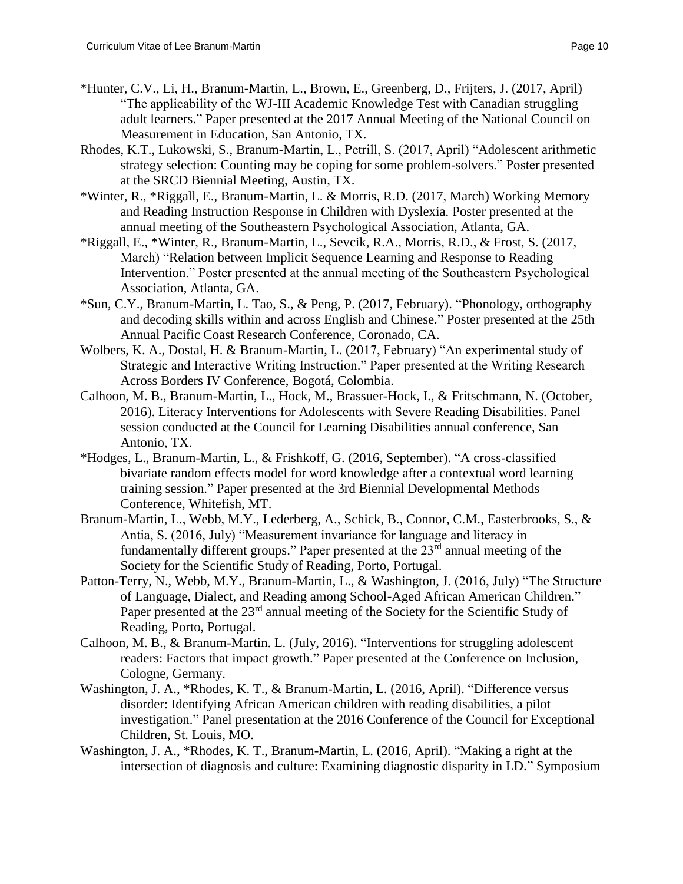*Hunter, C.V., Li, H., Branum-Martin, L., Brown, E., Greenberg, D., Frijters, J. (2017, April) "The applicability of the WJ-III Academic Knowledge Test with Canadian struggling adult learners." Paper presented at the 2017 Annual Meeting of the National Council on Measurement in Education, San Antonio, TX.

Rhodes, K.T., Lukowski, S., Branum-Martin, L., Petrill, S. (2017, April) "Adolescent arithmetic strategy selection: Counting may be coping for some problem-solvers." Poster presented at the SRCD Biennial Meeting, Austin, TX.

*Winter, R., *Riggall, E., Branum-Martin, L. & Morris, R.D. (2017, March) Working Memory and Reading Instruction Response in Children with Dyslexia. Poster presented at the annual meeting of the Southeastern Psychological Association, Atlanta, GA.

*Riggall, E., *Winter, R., Branum-Martin, L., Sevcik, R.A., Morris, R.D., & Frost, S. (2017, March) "Relation between Implicit Sequence Learning and Response to Reading Intervention." Poster presented at the annual meeting of the Southeastern Psychological Association, Atlanta, GA.

*Sun, C.Y., Branum-Martin, L. Tao, S., & Peng, P. (2017, February). "Phonology, orthography and decoding skills within and across English and Chinese." Poster presented at the 25th Annual Pacific Coast Research Conference, Coronado, CA.

Wolbers, K. A., Dostal, H. & Branum-Martin, L. (2017, February) "An experimental study of Strategic and Interactive Writing Instruction." Paper presented at the Writing Research Across Borders IV Conference, Bogotá, Colombia.

Calhoon, M. B., Branum-Martin, L., Hock, M., Brassuer-Hock, I., & Fritschmann, N. (October, 2016). Literacy Interventions for Adolescents with Severe Reading Disabilities. Panel session conducted at the Council for Learning Disabilities annual conference, San Antonio, TX.

*Hodges, L., Branum-Martin, L., & Frishkoff, G. (2016, September). "A cross-classified bivariate random effects model for word knowledge after a contextual word learning training session." Paper presented at the 3rd Biennial Developmental Methods Conference, Whitefish, MT.

Branum-Martin, L., Webb, M.Y., Lederberg, A., Schick, B., Connor, C.M., Easterbrooks, S., & Antia, S. (2016, July) "Measurement invariance for language and literacy in fundamentally different groups." Paper presented at the 23rd annual meeting of the Society for the Scientific Study of Reading, Porto, Portugal.

Patton-Terry, N., Webb, M.Y., Branum-Martin, L., & Washington, J. (2016, July) "The Structure of Language, Dialect, and Reading among School-Aged African American Children." Paper presented at the 23rd annual meeting of the Society for the Scientific Study of Reading, Porto, Portugal.

Calhoon, M. B., & Branum-Martin. L. (July, 2016). "Interventions for struggling adolescent readers: Factors that impact growth." Paper presented at the Conference on Inclusion, Cologne, Germany.

Washington, J. A., *Rhodes, K. T., & Branum-Martin, L. (2016, April). "Difference versus disorder: Identifying African American children with reading disabilities, a pilot investigation." Panel presentation at the 2016 Conference of the Council for Exceptional Children, St. Louis, MO.

Washington, J. A., *Rhodes, K. T., Branum-Martin, L. (2016, April). "Making a right at the intersection of diagnosis and culture: Examining diagnostic disparity in LD." Symposium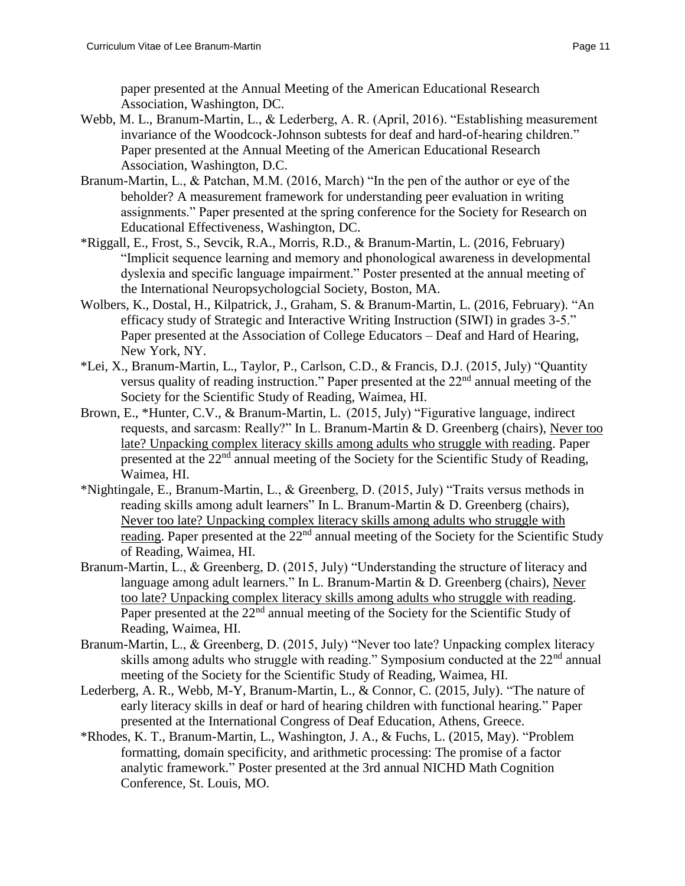paper presented at the Annual Meeting of the American Educational Research Association, Washington, DC.

Webb, M. L., Branum-Martin, L., & Lederberg, A. R. (April, 2016). "Establishing measurement invariance of the Woodcock-Johnson subtests for deaf and hard-of-hearing children." Paper presented at the Annual Meeting of the American Educational Research Association, Washington, D.C.

Branum-Martin, L., & Patchan, M.M. (2016, March) "In the pen of the author or eye of the beholder? A measurement framework for understanding peer evaluation in writing assignments." Paper presented at the spring conference for the Society for Research on Educational Effectiveness, Washington, DC.

*Riggall, E., Frost, S., Sevcik, R.A., Morris, R.D., & Branum-Martin, L. (2016, February) "Implicit sequence learning and memory and phonological awareness in developmental dyslexia and specific language impairment." Poster presented at the annual meeting of the International Neuropsychologcial Society, Boston, MA.

Wolbers, K., Dostal, H., Kilpatrick, J., Graham, S. & Branum-Martin, L. (2016, February). "An efficacy study of Strategic and Interactive Writing Instruction (SIWI) in grades 3-5." Paper presented at the Association of College Educators – Deaf and Hard of Hearing, New York, NY.

*Lei, X., Branum-Martin, L., Taylor, P., Carlson, C.D., & Francis, D.J. (2015, July) "Quantity versus quality of reading instruction." Paper presented at the 22nd annual meeting of the Society for the Scientific Study of Reading, Waimea, HI.

Brown, E., *Hunter, C.V., & Branum-Martin, L. (2015, July) "Figurative language, indirect requests, and sarcasm: Really?" In L. Branum-Martin & D. Greenberg (chairs), <u>Never too late? Unpacking complex literacy skills among adults who struggle with reading</u>. Paper presented at the 22nd annual meeting of the Society for the Scientific Study of Reading, Waimea, HI.

*Nightingale, E., Branum-Martin, L., & Greenberg, D. (2015, July) "Traits versus methods in reading skills among adult learners" In L. Branum-Martin & D. Greenberg (chairs), <u>Never too late? Unpacking complex literacy skills among adults who struggle with reading</u>. Paper presented at the 22nd annual meeting of the Society for the Scientific Study of Reading, Waimea, HI.

Branum-Martin, L., & Greenberg, D. (2015, July) "Understanding the structure of literacy and language among adult learners." In L. Branum-Martin & D. Greenberg (chairs), <u>Never too late? Unpacking complex literacy skills among adults who struggle with reading</u>. Paper presented at the 22nd annual meeting of the Society for the Scientific Study of Reading, Waimea, HI.

Branum-Martin, L., & Greenberg, D. (2015, July) "Never too late? Unpacking complex literacy skills among adults who struggle with reading." Symposium conducted at the 22nd annual meeting of the Society for the Scientific Study of Reading, Waimea, HI.

Lederberg, A. R., Webb, M-Y, Branum-Martin, L., & Connor, C. (2015, July). "The nature of early literacy skills in deaf or hard of hearing children with functional hearing." Paper presented at the International Congress of Deaf Education, Athens, Greece.

*Rhodes, K. T., Branum-Martin, L., Washington, J. A., & Fuchs, L. (2015, May). "Problem formatting, domain specificity, and arithmetic processing: The promise of a factor analytic framework." Poster presented at the 3rd annual NICHD Math Cognition Conference, St. Louis, MO.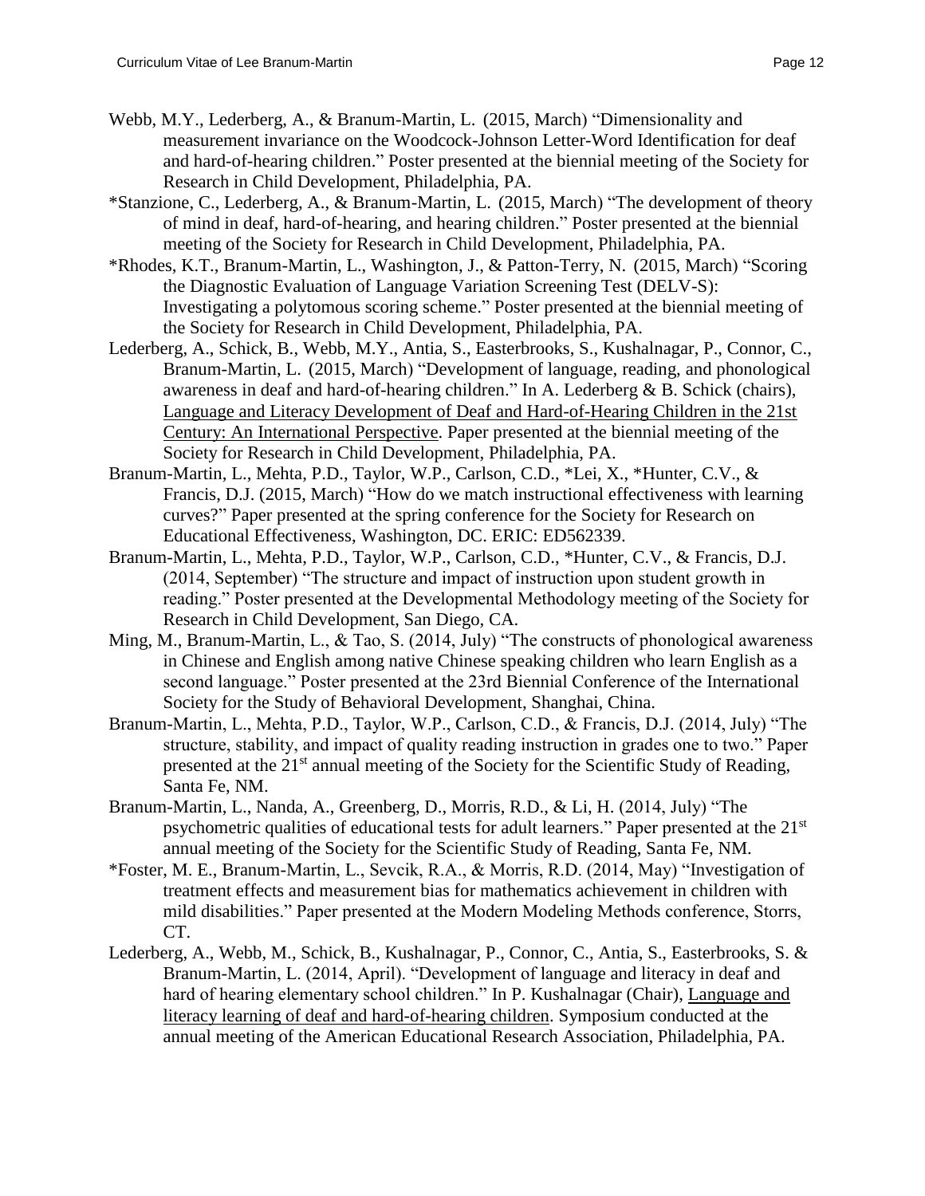Webb, M.Y., Lederberg, A., & Branum-Martin, L. (2015, March) "Dimensionality and measurement invariance on the Woodcock-Johnson Letter-Word Identification for deaf and hard-of-hearing children." Poster presented at the biennial meeting of the Society for Research in Child Development, Philadelphia, PA.

*Stanzione, C., Lederberg, A., & Branum-Martin, L. (2015, March) "The development of theory of mind in deaf, hard-of-hearing, and hearing children." Poster presented at the biennial meeting of the Society for Research in Child Development, Philadelphia, PA.

*Rhodes, K.T., Branum-Martin, L., Washington, J., & Patton-Terry, N. (2015, March) "Scoring the Diagnostic Evaluation of Language Variation Screening Test (DELV-S): Investigating a polytomous scoring scheme." Poster presented at the biennial meeting of the Society for Research in Child Development, Philadelphia, PA.

Lederberg, A., Schick, B., Webb, M.Y., Antia, S., Easterbrooks, S., Kushalnagar, P., Connor, C., Branum-Martin, L. (2015, March) "Development of language, reading, and phonological awareness in deaf and hard-of-hearing children." In A. Lederberg & B. Schick (chairs), Language and Literacy Development of Deaf and Hard-of-Hearing Children in the 21st Century: An International Perspective. Paper presented at the biennial meeting of the Society for Research in Child Development, Philadelphia, PA.

Branum-Martin, L., Mehta, P.D., Taylor, W.P., Carlson, C.D., *Lei, X., *Hunter, C.V., & Francis, D.J. (2015, March) "How do we match instructional effectiveness with learning curves?" Paper presented at the spring conference for the Society for Research on Educational Effectiveness, Washington, DC. ERIC: ED562339.

Branum-Martin, L., Mehta, P.D., Taylor, W.P., Carlson, C.D., *Hunter, C.V., & Francis, D.J. (2014, September) "The structure and impact of instruction upon student growth in reading." Poster presented at the Developmental Methodology meeting of the Society for Research in Child Development, San Diego, CA.

Ming, M., Branum-Martin, L., & Tao, S. (2014, July) "The constructs of phonological awareness in Chinese and English among native Chinese speaking children who learn English as a second language." Poster presented at the 23rd Biennial Conference of the International Society for the Study of Behavioral Development, Shanghai, China.

Branum-Martin, L., Mehta, P.D., Taylor, W.P., Carlson, C.D., & Francis, D.J. (2014, July) "The structure, stability, and impact of quality reading instruction in grades one to two." Paper presented at the 21st annual meeting of the Society for the Scientific Study of Reading, Santa Fe, NM.

Branum-Martin, L., Nanda, A., Greenberg, D., Morris, R.D., & Li, H. (2014, July) "The psychometric qualities of educational tests for adult learners." Paper presented at the 21st annual meeting of the Society for the Scientific Study of Reading, Santa Fe, NM.

*Foster, M. E., Branum-Martin, L., Sevcik, R.A., & Morris, R.D. (2014, May) "Investigation of treatment effects and measurement bias for mathematics achievement in children with mild disabilities." Paper presented at the Modern Modeling Methods conference, Storrs, CT.

Lederberg, A., Webb, M., Schick, B., Kushalnagar, P., Connor, C., Antia, S., Easterbrooks, S. & Branum-Martin, L. (2014, April). "Development of language and literacy in deaf and hard of hearing elementary school children." In P. Kushalnagar (Chair), Language and literacy learning of deaf and hard-of-hearing children. Symposium conducted at the annual meeting of the American Educational Research Association, Philadelphia, PA.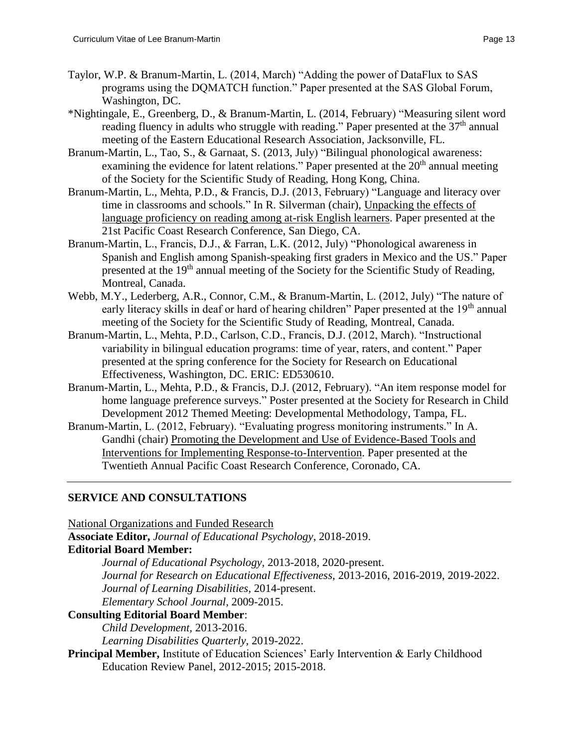Taylor, W.P. & Branum-Martin, L. (2014, March) "Adding the power of DataFlux to SAS programs using the DQMATCH function." Paper presented at the SAS Global Forum, Washington, DC.

*Nightingale, E., Greenberg, D., & Branum-Martin, L. (2014, February) "Measuring silent word reading fluency in adults who struggle with reading." Paper presented at the 37th annual meeting of the Eastern Educational Research Association, Jacksonville, FL.

Branum-Martin, L., Tao, S., & Garnaat, S. (2013, July) "Bilingual phonological awareness: examining the evidence for latent relations." Paper presented at the 20th annual meeting of the Society for the Scientific Study of Reading, Hong Kong, China.

Branum-Martin, L., Mehta, P.D., & Francis, D.J. (2013, February) "Language and literacy over time in classrooms and schools." In R. Silverman (chair), <u>Unpacking the effects of language proficiency on reading among at-risk English learners</u>. Paper presented at the 21st Pacific Coast Research Conference, San Diego, CA.

Branum-Martin, L., Francis, D.J., & Farran, L.K. (2012, July) "Phonological awareness in Spanish and English among Spanish-speaking first graders in Mexico and the US." Paper presented at the 19th annual meeting of the Society for the Scientific Study of Reading, Montreal, Canada.

Webb, M.Y., Lederberg, A.R., Connor, C.M., & Branum-Martin, L. (2012, July) "The nature of early literacy skills in deaf or hard of hearing children" Paper presented at the 19th annual meeting of the Society for the Scientific Study of Reading, Montreal, Canada.

Branum-Martin, L., Mehta, P.D., Carlson, C.D., Francis, D.J. (2012, March). "Instructional variability in bilingual education programs: time of year, raters, and content." Paper presented at the spring conference for the Society for Research on Educational Effectiveness, Washington, DC. ERIC: ED530610.

Branum-Martin, L., Mehta, P.D., & Francis, D.J. (2012, February). "An item response model for home language preference surveys." Poster presented at the Society for Research in Child Development 2012 Themed Meeting: Developmental Methodology, Tampa, FL.

Branum-Martin, L. (2012, February). "Evaluating progress monitoring instruments." In A. Gandhi (chair) <u>Promoting the Development and Use of Evidence-Based Tools and Interventions for Implementing Response-to-Intervention</u>. Paper presented at the Twentieth Annual Pacific Coast Research Conference, Coronado, CA.

---

## SERVICE AND CONSULTATIONS

<u>National Organizations and Funded Research</u>

**Associate Editor,** *Journal of Educational Psychology*, 2018-2019.

**Editorial Board Member:**

*Journal of Educational Psychology*, 2013-2018, 2020-present.
*Journal for Research on Educational Effectiveness*, 2013-2016, 2016-2019, 2019-2022.
*Journal of Learning Disabilities*, 2014-present.
*Elementary School Journal*, 2009-2015.

**Consulting Editorial Board Member**:

*Child Development*, 2013-2016.
*Learning Disabilities Quarterly*, 2019-2022.

**Principal Member,** Institute of Education Sciences' Early Intervention & Early Childhood Education Review Panel, 2012-2015; 2015-2018.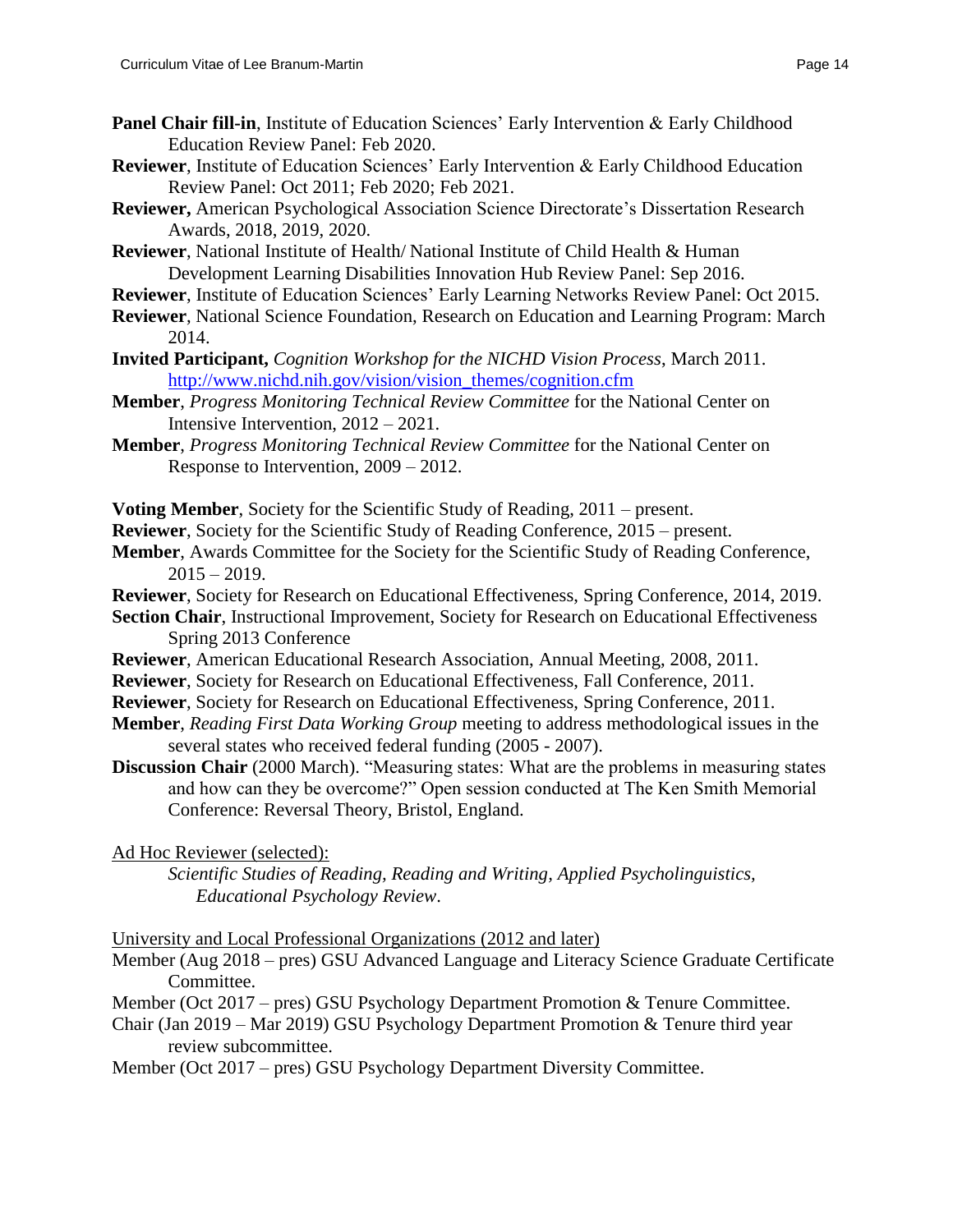**Panel Chair fill-in**, Institute of Education Sciences' Early Intervention & Early Childhood Education Review Panel: Feb 2020.

**Reviewer**, Institute of Education Sciences' Early Intervention & Early Childhood Education Review Panel: Oct 2011; Feb 2020; Feb 2021.

**Reviewer,** American Psychological Association Science Directorate's Dissertation Research Awards, 2018, 2019, 2020.

**Reviewer**, National Institute of Health/ National Institute of Child Health & Human Development Learning Disabilities Innovation Hub Review Panel: Sep 2016.

**Reviewer**, Institute of Education Sciences' Early Learning Networks Review Panel: Oct 2015.

**Reviewer**, National Science Foundation, Research on Education and Learning Program: March 2014.

**Invited Participant,** *Cognition Workshop for the NICHD Vision Process*, March 2011. [http://www.nichd.nih.gov/vision/vision_themes/cognition.cfm](http://www.nichd.nih.gov/vision/vision_themes/cognition.cfm)

**Member**, *Progress Monitoring Technical Review Committee* for the National Center on Intensive Intervention, 2012 – 2021.

**Member**, *Progress Monitoring Technical Review Committee* for the National Center on Response to Intervention, 2009 – 2012.

**Voting Member**, Society for the Scientific Study of Reading, 2011 – present.

**Reviewer**, Society for the Scientific Study of Reading Conference, 2015 – present.

**Member**, Awards Committee for the Society for the Scientific Study of Reading Conference, 2015 – 2019.

**Reviewer**, Society for Research on Educational Effectiveness, Spring Conference, 2014, 2019.

**Section Chair**, Instructional Improvement, Society for Research on Educational Effectiveness Spring 2013 Conference

**Reviewer**, American Educational Research Association, Annual Meeting, 2008, 2011.

**Reviewer**, Society for Research on Educational Effectiveness, Fall Conference, 2011.

**Reviewer**, Society for Research on Educational Effectiveness, Spring Conference, 2011.

**Member**, *Reading First Data Working Group* meeting to address methodological issues in the several states who received federal funding (2005 - 2007).

**Discussion Chair** (2000 March). "Measuring states: What are the problems in measuring states and how can they be overcome?" Open session conducted at The Ken Smith Memorial Conference: Reversal Theory, Bristol, England.

Ad Hoc Reviewer (selected):

*Scientific Studies of Reading, Reading and Writing, Applied Psycholinguistics, Educational Psychology Review*.

University and Local Professional Organizations (2012 and later)

Member (Aug 2018 – pres) GSU Advanced Language and Literacy Science Graduate Certificate Committee.

Member (Oct 2017 – pres) GSU Psychology Department Promotion & Tenure Committee.

Chair (Jan 2019 – Mar 2019) GSU Psychology Department Promotion & Tenure third year review subcommittee.

Member (Oct 2017 – pres) GSU Psychology Department Diversity Committee.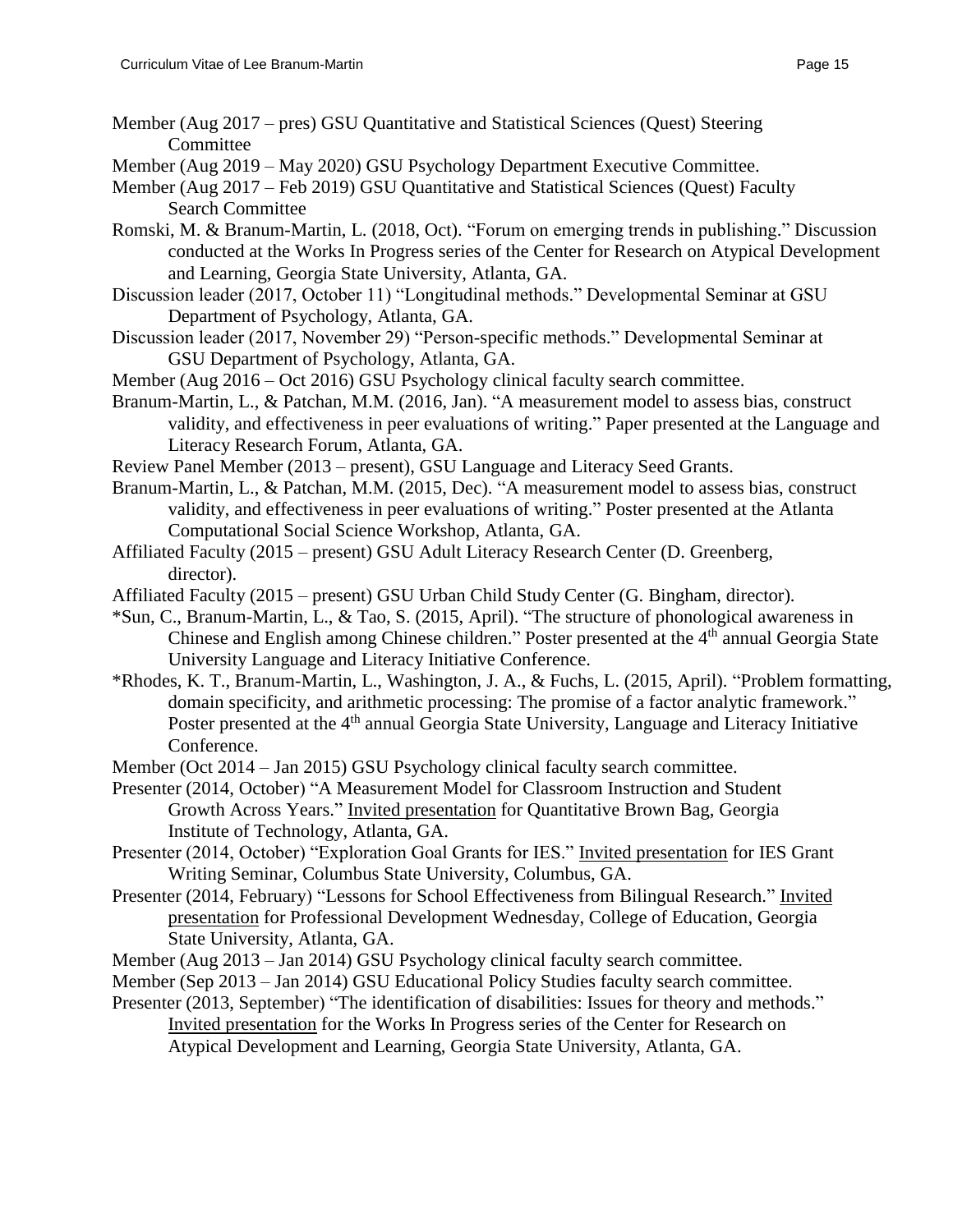Member (Aug 2017 – pres) GSU Quantitative and Statistical Sciences (Quest) Steering Committee

Member (Aug 2019 – May 2020) GSU Psychology Department Executive Committee.

Member (Aug 2017 – Feb 2019) GSU Quantitative and Statistical Sciences (Quest) Faculty Search Committee

Romski, M. & Branum-Martin, L. (2018, Oct). "Forum on emerging trends in publishing." Discussion conducted at the Works In Progress series of the Center for Research on Atypical Development and Learning, Georgia State University, Atlanta, GA.

Discussion leader (2017, October 11) "Longitudinal methods." Developmental Seminar at GSU Department of Psychology, Atlanta, GA.

Discussion leader (2017, November 29) "Person-specific methods." Developmental Seminar at GSU Department of Psychology, Atlanta, GA.

Member (Aug 2016 – Oct 2016) GSU Psychology clinical faculty search committee.

Branum-Martin, L., & Patchan, M.M. (2016, Jan). "A measurement model to assess bias, construct validity, and effectiveness in peer evaluations of writing." Paper presented at the Language and Literacy Research Forum, Atlanta, GA.

Review Panel Member (2013 – present), GSU Language and Literacy Seed Grants.

Branum-Martin, L., & Patchan, M.M. (2015, Dec). "A measurement model to assess bias, construct validity, and effectiveness in peer evaluations of writing." Poster presented at the Atlanta Computational Social Science Workshop, Atlanta, GA.

Affiliated Faculty (2015 – present) GSU Adult Literacy Research Center (D. Greenberg, director).

Affiliated Faculty (2015 – present) GSU Urban Child Study Center (G. Bingham, director).

*Sun, C., Branum-Martin, L., & Tao, S. (2015, April). "The structure of phonological awareness in Chinese and English among Chinese children." Poster presented at the 4th annual Georgia State University Language and Literacy Initiative Conference.

*Rhodes, K. T., Branum-Martin, L., Washington, J. A., & Fuchs, L. (2015, April). "Problem formatting, domain specificity, and arithmetic processing: The promise of a factor analytic framework." Poster presented at the 4th annual Georgia State University, Language and Literacy Initiative Conference.

Member (Oct 2014 – Jan 2015) GSU Psychology clinical faculty search committee.

Presenter (2014, October) "A Measurement Model for Classroom Instruction and Student Growth Across Years." Invited presentation for Quantitative Brown Bag, Georgia Institute of Technology, Atlanta, GA.

Presenter (2014, October) "Exploration Goal Grants for IES." Invited presentation for IES Grant Writing Seminar, Columbus State University, Columbus, GA.

Presenter (2014, February) "Lessons for School Effectiveness from Bilingual Research." Invited presentation for Professional Development Wednesday, College of Education, Georgia State University, Atlanta, GA.

Member (Aug 2013 – Jan 2014) GSU Psychology clinical faculty search committee.

Member (Sep 2013 – Jan 2014) GSU Educational Policy Studies faculty search committee.

Presenter (2013, September) "The identification of disabilities: Issues for theory and methods." Invited presentation for the Works In Progress series of the Center for Research on Atypical Development and Learning, Georgia State University, Atlanta, GA.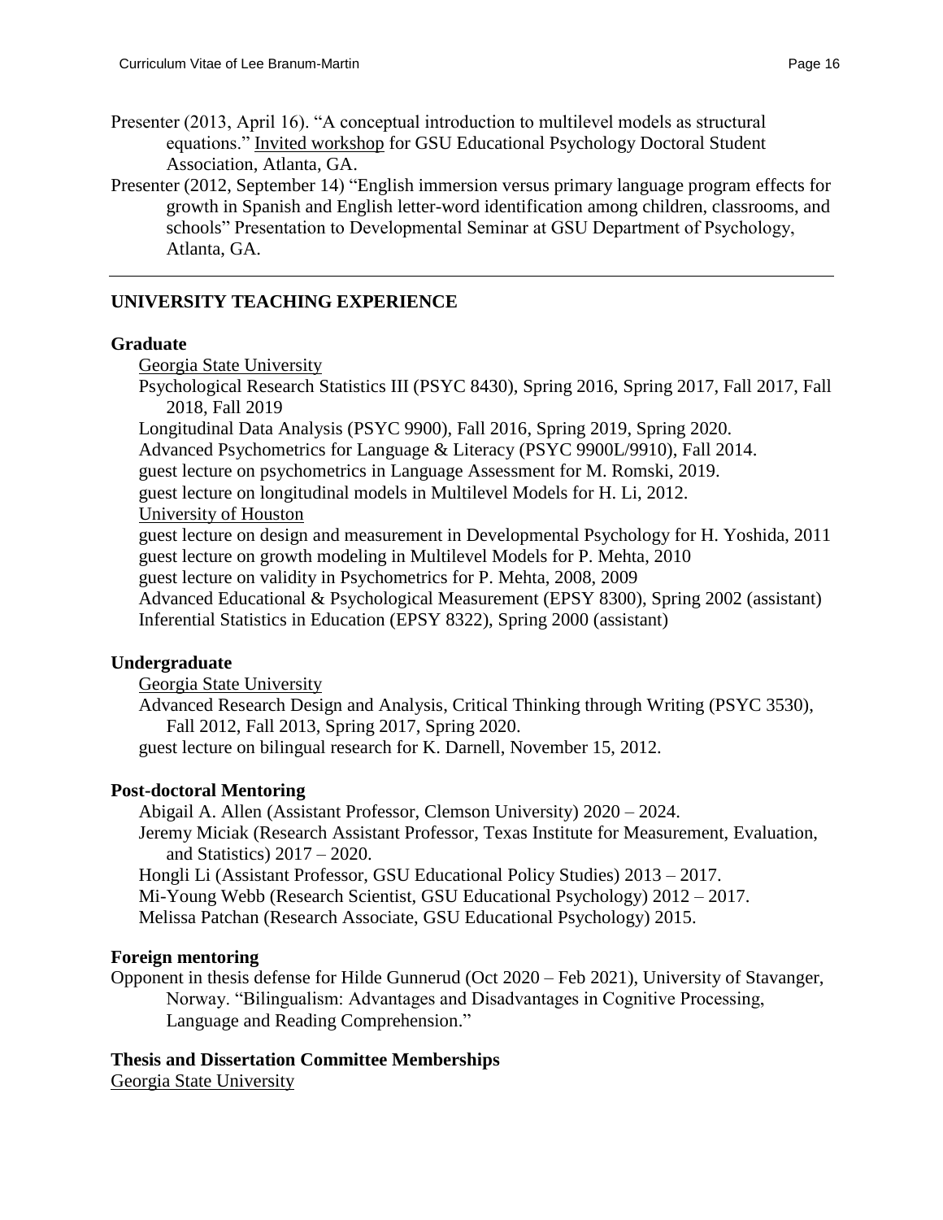Presenter (2013, April 16). "A conceptual introduction to multilevel models as structural equations." Invited workshop for GSU Educational Psychology Doctoral Student Association, Atlanta, GA.

Presenter (2012, September 14) "English immersion versus primary language program effects for growth in Spanish and English letter-word identification among children, classrooms, and schools" Presentation to Developmental Seminar at GSU Department of Psychology, Atlanta, GA.

---

## UNIVERSITY TEACHING EXPERIENCE

### Graduate

Georgia State University

Psychological Research Statistics III (PSYC 8430), Spring 2016, Spring 2017, Fall 2017, Fall 2018, Fall 2019

Longitudinal Data Analysis (PSYC 9900), Fall 2016, Spring 2019, Spring 2020.

Advanced Psychometrics for Language & Literacy (PSYC 9900L/9910), Fall 2014.

guest lecture on psychometrics in Language Assessment for M. Romski, 2019.

guest lecture on longitudinal models in Multilevel Models for H. Li, 2012.

University of Houston

guest lecture on design and measurement in Developmental Psychology for H. Yoshida, 2011

guest lecture on growth modeling in Multilevel Models for P. Mehta, 2010

guest lecture on validity in Psychometrics for P. Mehta, 2008, 2009

Advanced Educational & Psychological Measurement (EPSY 8300), Spring 2002 (assistant)

Inferential Statistics in Education (EPSY 8322), Spring 2000 (assistant)

### Undergraduate

Georgia State University

Advanced Research Design and Analysis, Critical Thinking through Writing (PSYC 3530), Fall 2012, Fall 2013, Spring 2017, Spring 2020.

guest lecture on bilingual research for K. Darnell, November 15, 2012.

### Post-doctoral Mentoring

Abigail A. Allen (Assistant Professor, Clemson University) 2020 – 2024.

Jeremy Miciak (Research Assistant Professor, Texas Institute for Measurement, Evaluation, and Statistics) 2017 – 2020.

Hongli Li (Assistant Professor, GSU Educational Policy Studies) 2013 – 2017.

Mi-Young Webb (Research Scientist, GSU Educational Psychology) 2012 – 2017.

Melissa Patchan (Research Associate, GSU Educational Psychology) 2015.

### Foreign mentoring

Opponent in thesis defense for Hilde Gunnerud (Oct 2020 – Feb 2021), University of Stavanger, Norway. "Bilingualism: Advantages and Disadvantages in Cognitive Processing, Language and Reading Comprehension."

### Thesis and Dissertation Committee Memberships

Georgia State University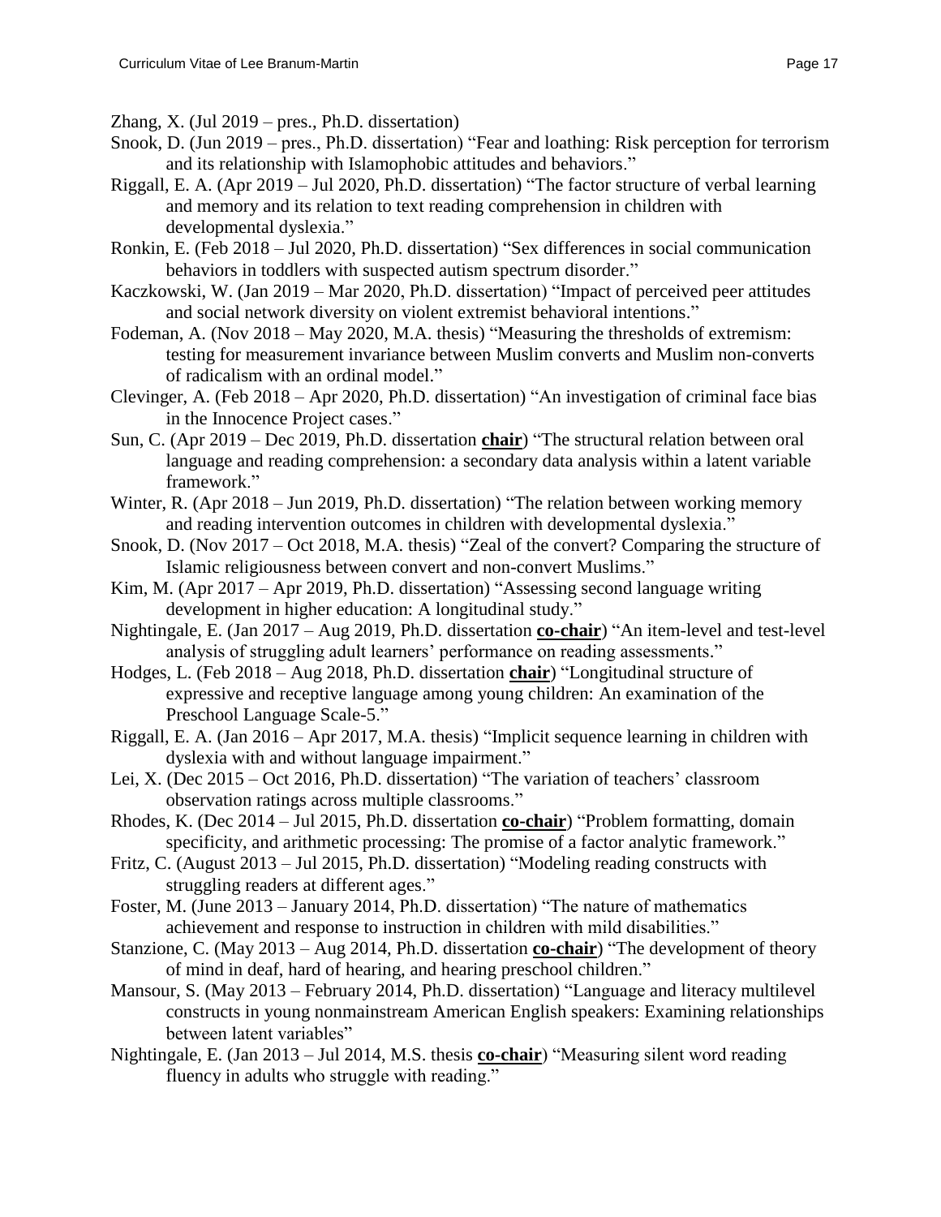Zhang, X. (Jul 2019 – pres., Ph.D. dissertation)

Snook, D. (Jun 2019 – pres., Ph.D. dissertation) "Fear and loathing: Risk perception for terrorism and its relationship with Islamophobic attitudes and behaviors."

Riggall, E. A. (Apr 2019 – Jul 2020, Ph.D. dissertation) "The factor structure of verbal learning and memory and its relation to text reading comprehension in children with developmental dyslexia."

Ronkin, E. (Feb 2018 – Jul 2020, Ph.D. dissertation) "Sex differences in social communication behaviors in toddlers with suspected autism spectrum disorder."

Kaczkowski, W. (Jan 2019 – Mar 2020, Ph.D. dissertation) "Impact of perceived peer attitudes and social network diversity on violent extremist behavioral intentions."

Fodeman, A. (Nov 2018 – May 2020, M.A. thesis) "Measuring the thresholds of extremism: testing for measurement invariance between Muslim converts and Muslim non-converts of radicalism with an ordinal model."

Clevinger, A. (Feb 2018 – Apr 2020, Ph.D. dissertation) "An investigation of criminal face bias in the Innocence Project cases."

Sun, C. (Apr 2019 – Dec 2019, Ph.D. dissertation **chair**) "The structural relation between oral language and reading comprehension: a secondary data analysis within a latent variable framework."

Winter, R. (Apr 2018 – Jun 2019, Ph.D. dissertation) "The relation between working memory and reading intervention outcomes in children with developmental dyslexia."

Snook, D. (Nov 2017 – Oct 2018, M.A. thesis) "Zeal of the convert? Comparing the structure of Islamic religiousness between convert and non-convert Muslims."

Kim, M. (Apr 2017 – Apr 2019, Ph.D. dissertation) "Assessing second language writing development in higher education: A longitudinal study."

Nightingale, E. (Jan 2017 – Aug 2019, Ph.D. dissertation **co-chair**) "An item-level and test-level analysis of struggling adult learners' performance on reading assessments."

Hodges, L. (Feb 2018 – Aug 2018, Ph.D. dissertation **chair**) "Longitudinal structure of expressive and receptive language among young children: An examination of the Preschool Language Scale-5."

Riggall, E. A. (Jan 2016 – Apr 2017, M.A. thesis) "Implicit sequence learning in children with dyslexia with and without language impairment."

Lei, X. (Dec 2015 – Oct 2016, Ph.D. dissertation) "The variation of teachers' classroom observation ratings across multiple classrooms."

Rhodes, K. (Dec 2014 – Jul 2015, Ph.D. dissertation **co-chair**) "Problem formatting, domain specificity, and arithmetic processing: The promise of a factor analytic framework."

Fritz, C. (August 2013 – Jul 2015, Ph.D. dissertation) "Modeling reading constructs with struggling readers at different ages."

Foster, M. (June 2013 – January 2014, Ph.D. dissertation) "The nature of mathematics achievement and response to instruction in children with mild disabilities."

Stanzione, C. (May 2013 – Aug 2014, Ph.D. dissertation **co-chair**) "The development of theory of mind in deaf, hard of hearing, and hearing preschool children."

Mansour, S. (May 2013 – February 2014, Ph.D. dissertation) "Language and literacy multilevel constructs in young nonmainstream American English speakers: Examining relationships between latent variables"

Nightingale, E. (Jan 2013 – Jul 2014, M.S. thesis **co-chair**) "Measuring silent word reading fluency in adults who struggle with reading."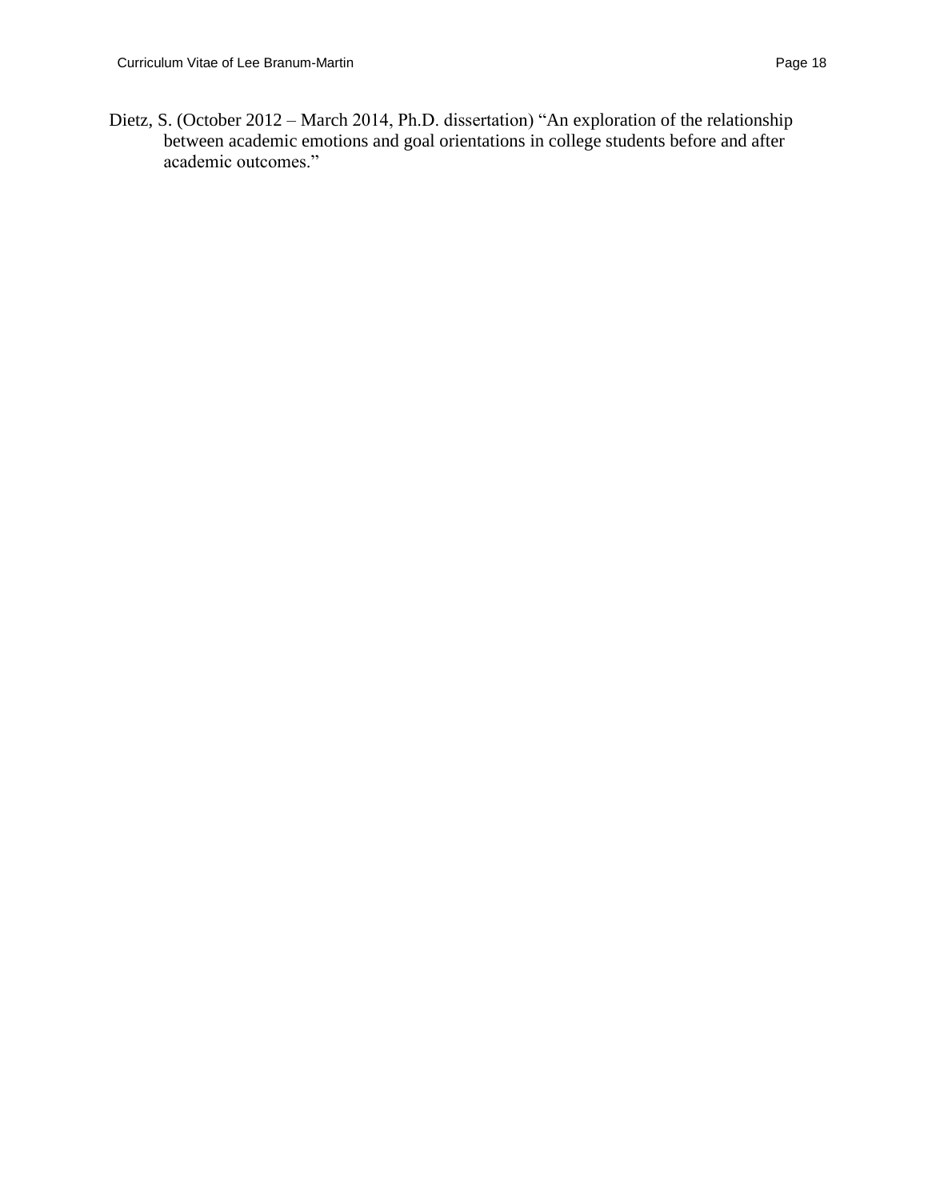Dietz, S. (October 2012 – March 2014, Ph.D. dissertation) "An exploration of the relationship between academic emotions and goal orientations in college students before and after academic outcomes."